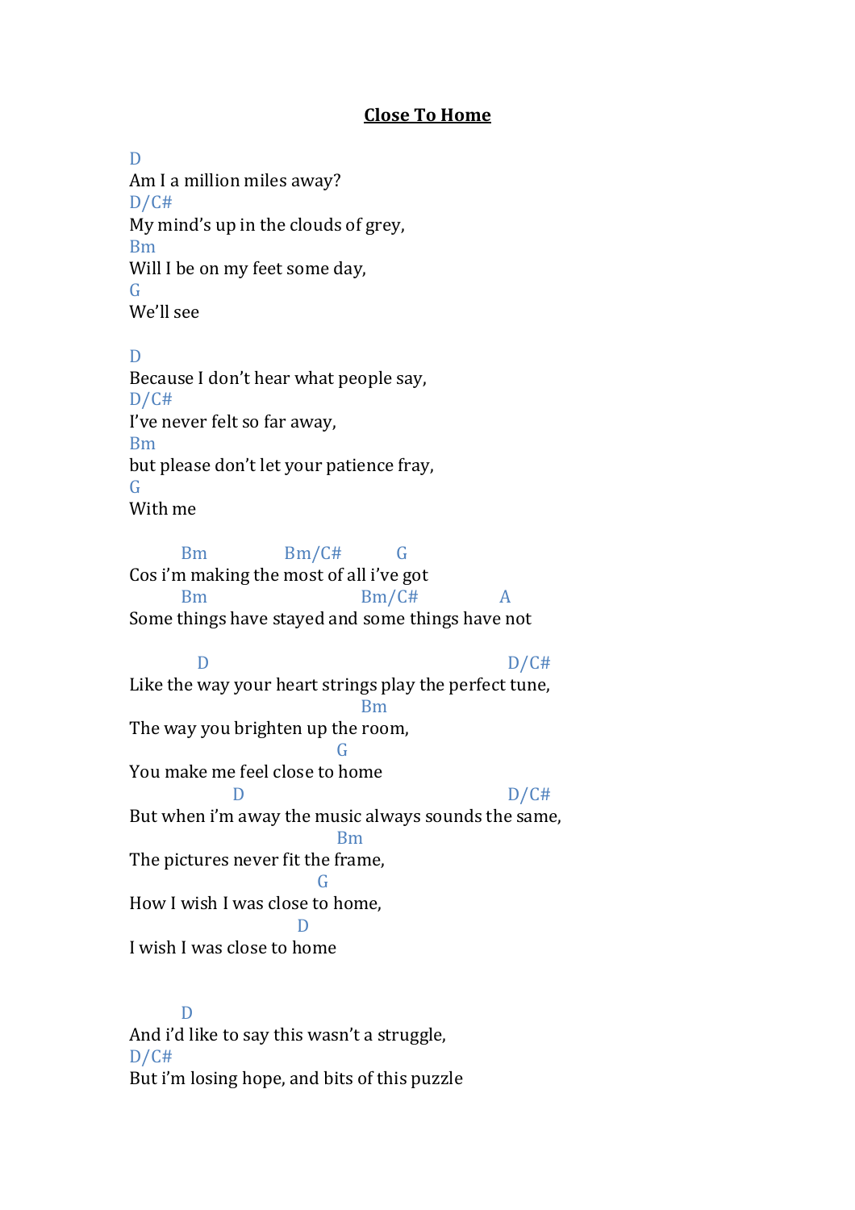# **Close To Home**

```
D
Am I a million miles away?
D/C#
My mind's up in the clouds of grey,
Bm
Will I be on my feet some day,
G
We'll see

D
Because I don't hear what people say,
D/C#
I've never felt so far away,
Bm
but please don't let your patience fray,
G
With me

        Bm               Bm/C#          G
Cos i'm making the most of all i've got
        Bm                         Bm/C#             A
Some things have stayed and some things have not

           D                                          D/C#
Like the way your heart strings play the perfect tune,
                                   Bm
The way you brighten up the room,
                              G
You make me feel close to home
                 D                                    D/C#
But when i'm away the music always sounds the same,
                               Bm
The pictures never fit the frame,
                          G
How I wish I was close to home,
                       D
I wish I was close to home


        D
And i'd like to say this wasn't a struggle,
D/C#
But i'm losing hope, and bits of this puzzle
```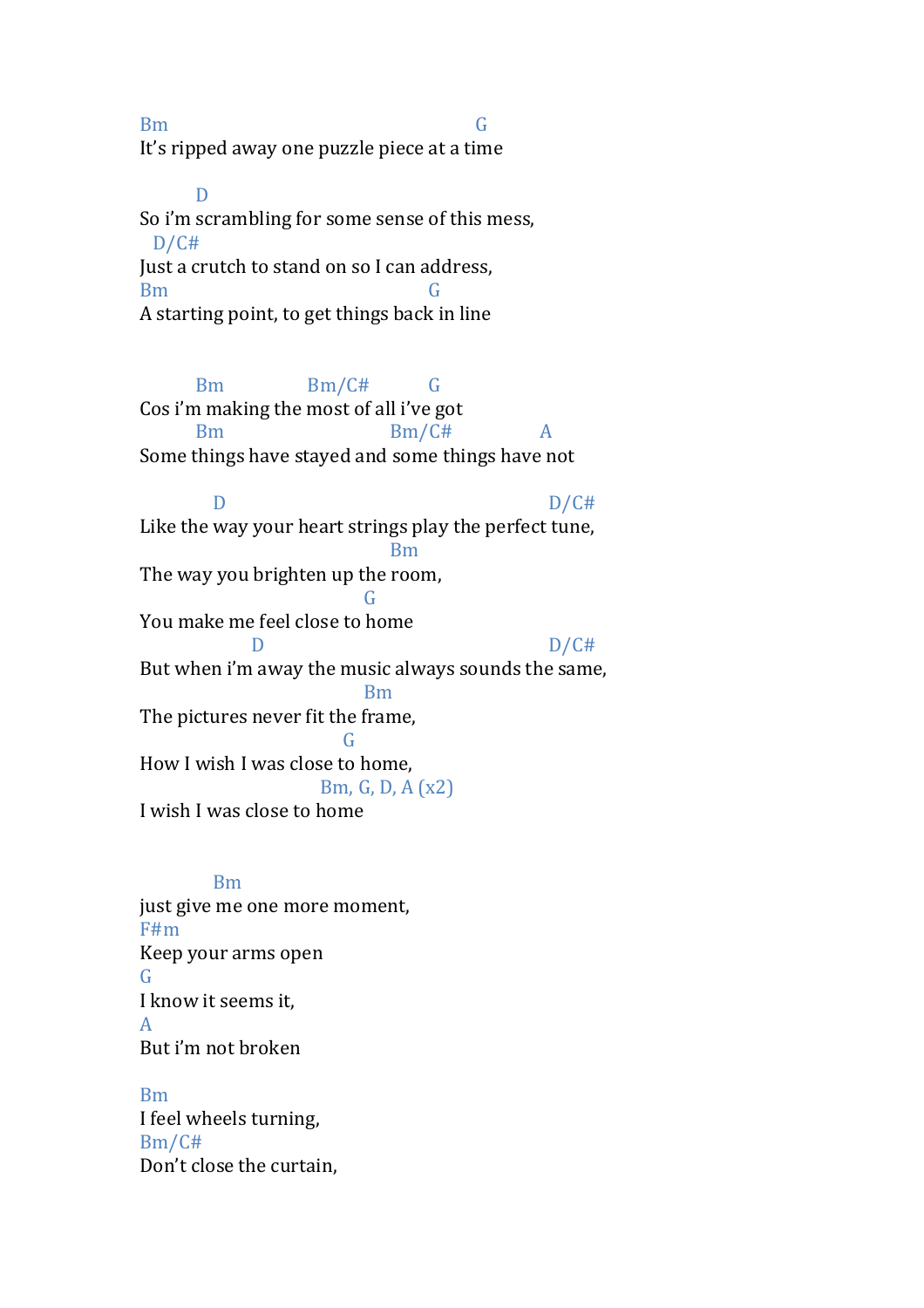```
Bm                                        G
It's ripped away one puzzle piece at a time

        D
So i'm scrambling for some sense of this mess,
  D/C#
Just a crutch to stand on so I can address,
Bm                                  G
A starting point, to get things back in line


        Bm              Bm/C#         G
Cos i'm making the most of all i've got
        Bm                        Bm/C#              A
Some things have stayed and some things have not

           D                                            D/C#
Like the way your heart strings play the perfect tune,
                                   Bm
The way you brighten up the room,
                               G
You make me feel close to home
                D                                       D/C#
But when i'm away the music always sounds the same,
                               Bm
The pictures never fit the frame,
                            G
How I wish I was close to home,
                          Bm, G, D, A (x2)
I wish I was close to home


           Bm
just give me one more moment,
F#m
Keep your arms open
G
I know it seems it,
A
But i'm not broken

Bm
I feel wheels turning,
Bm/C#
Don't close the curtain,
```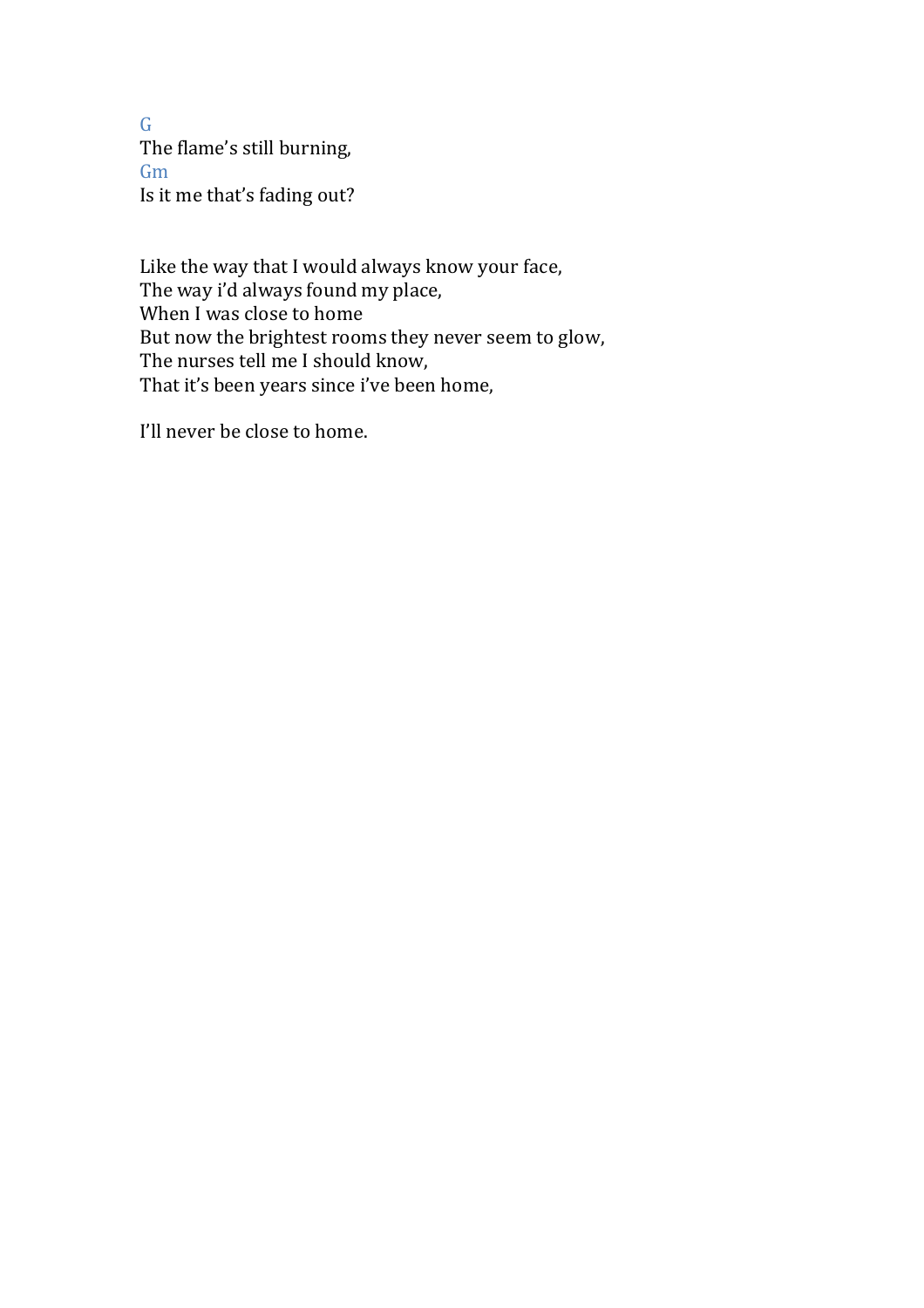G
The flame's still burning,
Gm
Is it me that's fading out?

Like the way that I would always know your face,
The way i'd always found my place,
When I was close to home
But now the brightest rooms they never seem to glow,
The nurses tell me I should know,
That it's been years since i've been home,

I'll never be close to home.